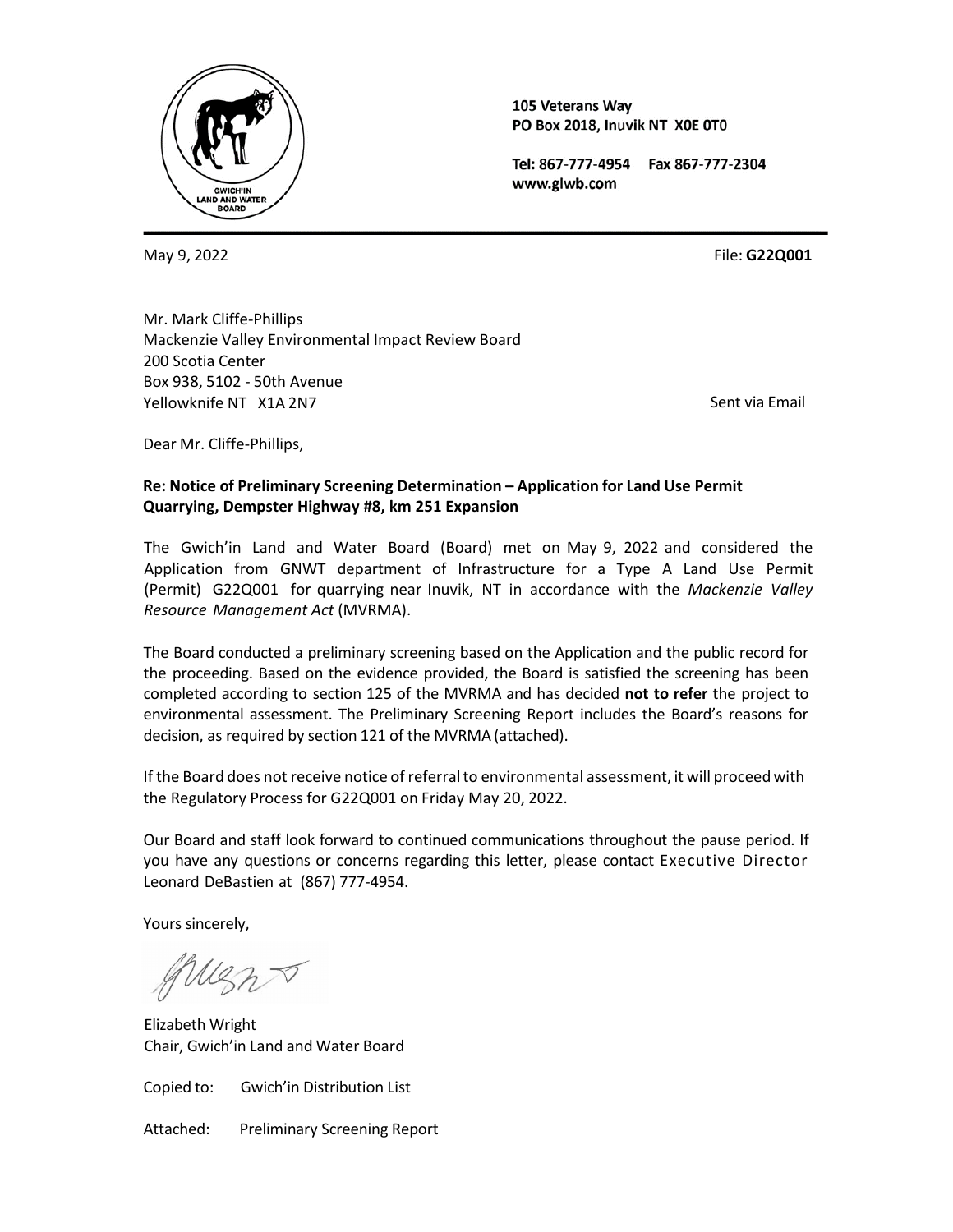105 Veterans Way
PO Box 2018, Inuvik NT X0E 0T0

Tel: 867-777-4954 Fax 867-777-2304
www.glwb.com

May 9, 2022

File: **G22Q001**

Mr. Mark Cliffe-Phillips
Mackenzie Valley Environmental Impact Review Board
200 Scotia Center
Box 938, 5102 - 50th Avenue
Yellowknife NT X1A 2N7

Sent via Email

Dear Mr. Cliffe-Phillips,

**Re: Notice of Preliminary Screening Determination – Application for Land Use Permit Quarrying, Dempster Highway #8, km 251 Expansion**

The Gwich'in Land and Water Board (Board) met on May 9, 2022 and considered the Application from GNWT department of Infrastructure for a Type A Land Use Permit (Permit) G22Q001 for quarrying near Inuvik, NT in accordance with the *Mackenzie Valley Resource Management Act* (MVRMA).

The Board conducted a preliminary screening based on the Application and the public record for the proceeding. Based on the evidence provided, the Board is satisfied the screening has been completed according to section 125 of the MVRMA and has decided **not to refer** the project to environmental assessment. The Preliminary Screening Report includes the Board's reasons for decision, as required by section 121 of the MVRMA (attached).

If the Board does not receive notice of referral to environmental assessment, it will proceed with the Regulatory Process for G22Q001 on Friday May 20, 2022.

Our Board and staff look forward to continued communications throughout the pause period. If you have any questions or concerns regarding this letter, please contact Executive Director Leonard DeBastien at (867) 777-4954.

Yours sincerely,

Elizabeth Wright
Chair, Gwich'in Land and Water Board

Copied to: Gwich'in Distribution List

Attached: Preliminary Screening Report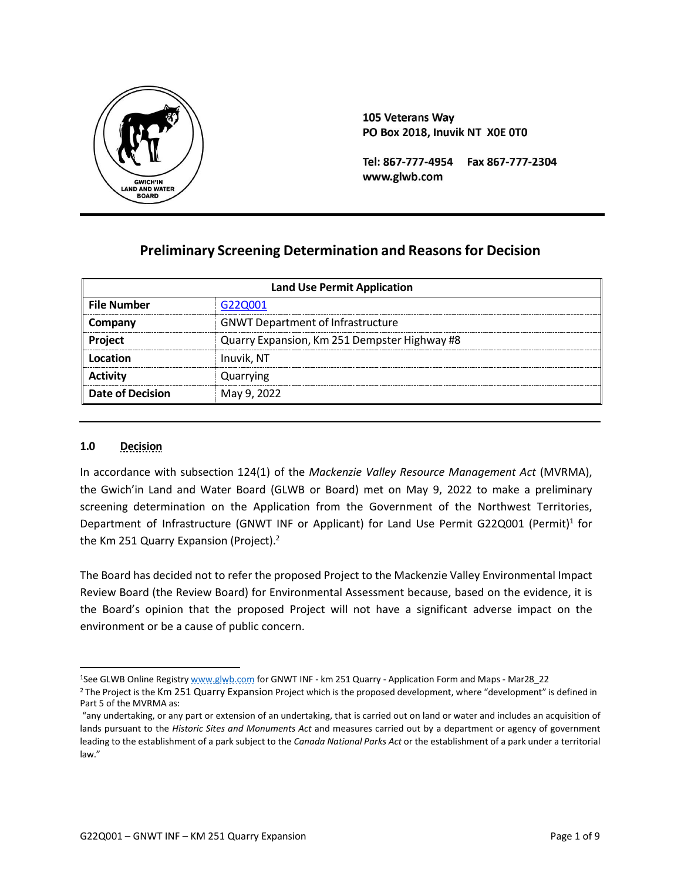105 Veterans Way
PO Box 2018, Inuvik NT X0E 0T0

Tel: 867-777-4954 Fax 867-777-2304
www.glwb.com

# Preliminary Screening Determination and Reasons for Decision

| Land Use Permit Application | |
|---|---|
| **File Number** | G22Q001 |
| **Company** | GNWT Department of Infrastructure |
| **Project** | Quarry Expansion, Km 251 Dempster Highway #8 |
| **Location** | Inuvik, NT |
| **Activity** | Quarrying |
| **Date of Decision** | May 9, 2022 |

## 1.0 Decision

In accordance with subsection 124(1) of the *Mackenzie Valley Resource Management Act* (MVRMA), the Gwich'in Land and Water Board (GLWB or Board) met on May 9, 2022 to make a preliminary screening determination on the Application from the Government of the Northwest Territories, Department of Infrastructure (GNWT INF or Applicant) for Land Use Permit G22Q001 (Permit)[1] for the Km 251 Quarry Expansion (Project).[2]

The Board has decided not to refer the proposed Project to the Mackenzie Valley Environmental Impact Review Board (the Review Board) for Environmental Assessment because, based on the evidence, it is the Board's opinion that the proposed Project will not have a significant adverse impact on the environment or be a cause of public concern.

[1] See GLWB Online Registry www.glwb.com for GNWT INF - km 251 Quarry - Application Form and Maps - Mar28_22

[2] The Project is the Km 251 Quarry Expansion Project which is the proposed development, where "development" is defined in Part 5 of the MVRMA as:

"any undertaking, or any part or extension of an undertaking, that is carried out on land or water and includes an acquisition of lands pursuant to the *Historic Sites and Monuments Act* and measures carried out by a department or agency of government leading to the establishment of a park subject to the *Canada National Parks Act* or the establishment of a park under a territorial law."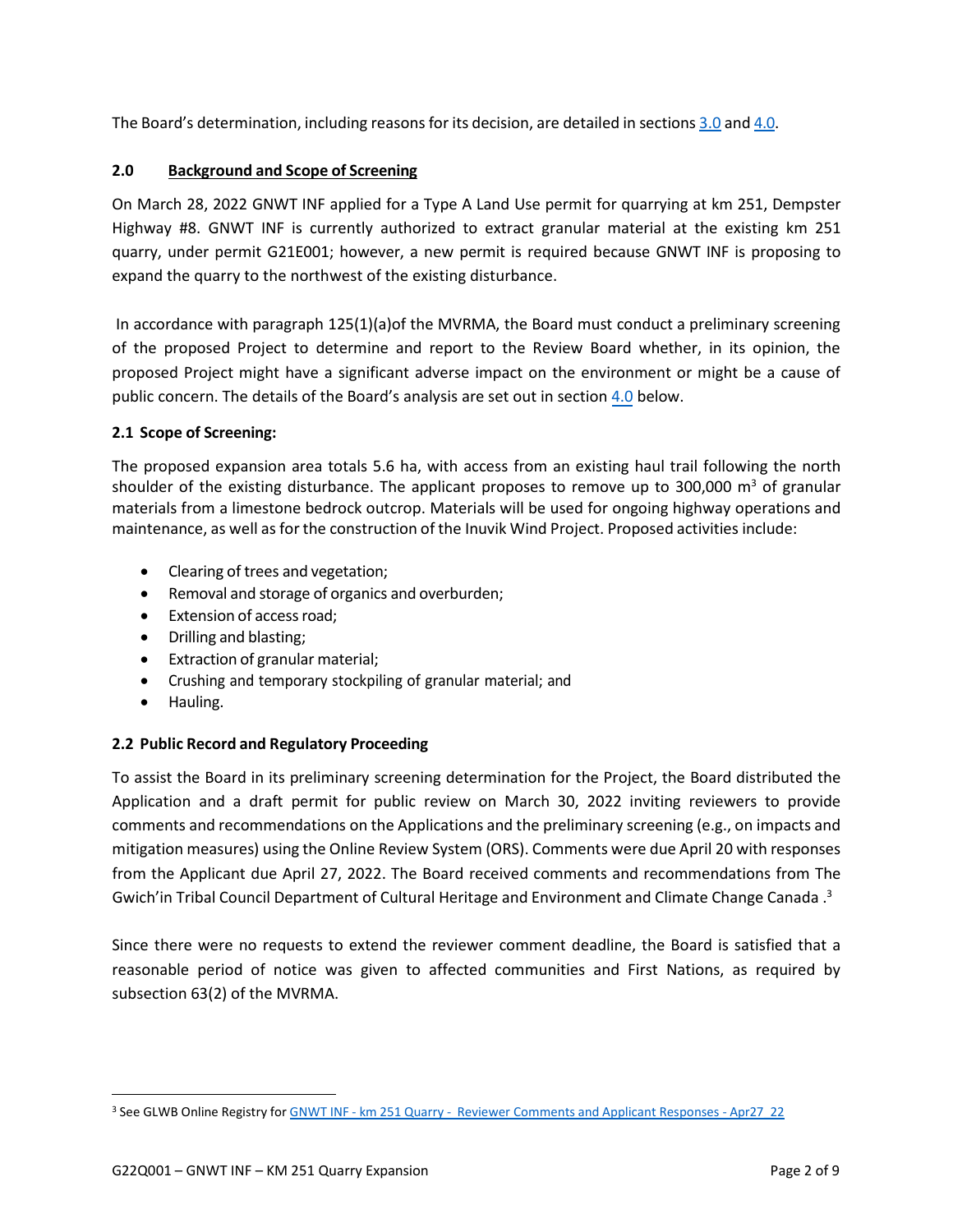The Board's determination, including reasons for its decision, are detailed in sections 3.0 and 4.0.

## 2.0 Background and Scope of Screening

On March 28, 2022 GNWT INF applied for a Type A Land Use permit for quarrying at km 251, Dempster Highway #8. GNWT INF is currently authorized to extract granular material at the existing km 251 quarry, under permit G21E001; however, a new permit is required because GNWT INF is proposing to expand the quarry to the northwest of the existing disturbance.

In accordance with paragraph 125(1)(a)of the MVRMA, the Board must conduct a preliminary screening of the proposed Project to determine and report to the Review Board whether, in its opinion, the proposed Project might have a significant adverse impact on the environment or might be a cause of public concern. The details of the Board's analysis are set out in section 4.0 below.

### 2.1 Scope of Screening:

The proposed expansion area totals 5.6 ha, with access from an existing haul trail following the north shoulder of the existing disturbance. The applicant proposes to remove up to 300,000 $m^3$ of granular materials from a limestone bedrock outcrop. Materials will be used for ongoing highway operations and maintenance, as well as for the construction of the Inuvik Wind Project. Proposed activities include:

- Clearing of trees and vegetation;
- Removal and storage of organics and overburden;
- Extension of access road;
- Drilling and blasting;
- Extraction of granular material;
- Crushing and temporary stockpiling of granular material; and
- Hauling.

### 2.2 Public Record and Regulatory Proceeding

To assist the Board in its preliminary screening determination for the Project, the Board distributed the Application and a draft permit for public review on March 30, 2022 inviting reviewers to provide comments and recommendations on the Applications and the preliminary screening (e.g., on impacts and mitigation measures) using the Online Review System (ORS). Comments were due April 20 with responses from the Applicant due April 27, 2022. The Board received comments and recommendations from The Gwich'in Tribal Council Department of Cultural Heritage and Environment and Climate Change Canada .[3]

Since there were no requests to extend the reviewer comment deadline, the Board is satisfied that a reasonable period of notice was given to affected communities and First Nations, as required by subsection 63(2) of the MVRMA.

---

[3] See GLWB Online Registry for GNWT INF - km 251 Quarry - Reviewer Comments and Applicant Responses - Apr27_22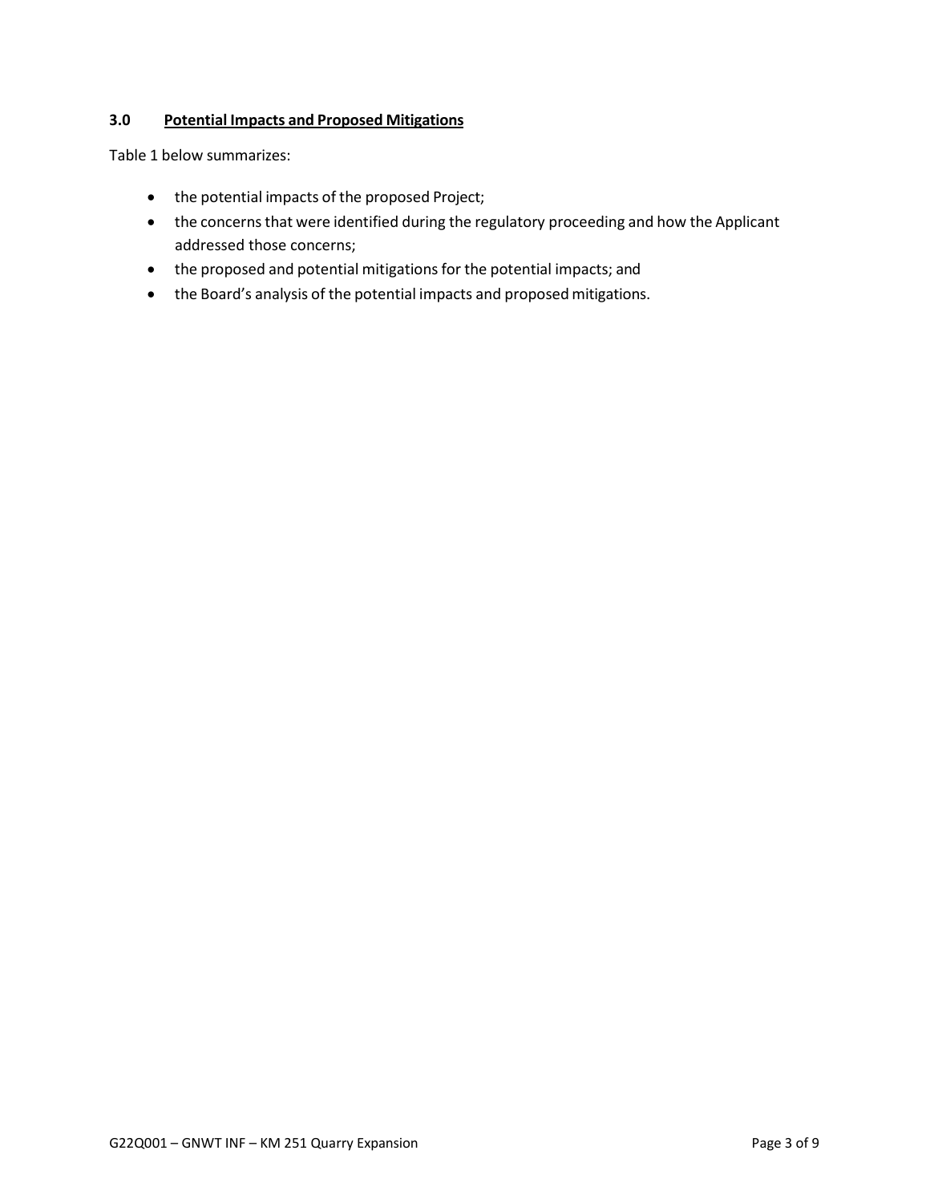### 3.0 <u>Potential Impacts and Proposed Mitigations</u>

Table 1 below summarizes:

- the potential impacts of the proposed Project;
- the concerns that were identified during the regulatory proceeding and how the Applicant addressed those concerns;
- the proposed and potential mitigations for the potential impacts; and
- the Board's analysis of the potential impacts and proposed mitigations.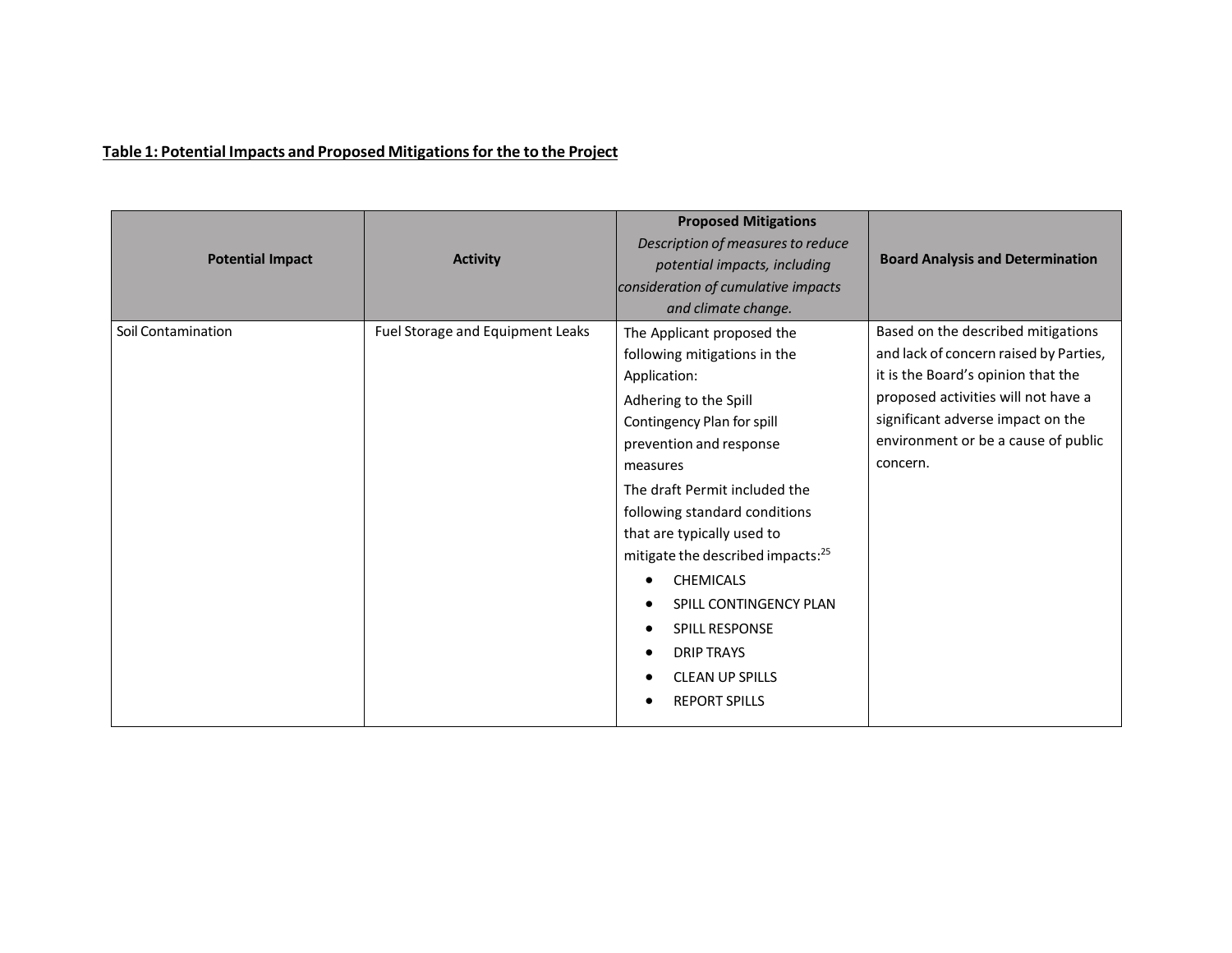**Table 1: Potential Impacts and Proposed Mitigations for the to the Project**

| Potential Impact | Activity | **Proposed Mitigations** *Description of measures to reduce potential impacts, including consideration of cumulative impacts and climate change.* | Board Analysis and Determination |
|---|---|---|---|
| Soil Contamination | Fuel Storage and Equipment Leaks | The Applicant proposed the following mitigations in the Application:<br>Adhering to the Spill Contingency Plan for spill prevention and response measures<br>The draft Permit included the following standard conditions that are typically used to mitigate the described impacts:[25]<br>• CHEMICALS<br>• SPILL CONTINGENCY PLAN<br>• SPILL RESPONSE<br>• DRIP TRAYS<br>• CLEAN UP SPILLS<br>• REPORT SPILLS | Based on the described mitigations and lack of concern raised by Parties, it is the Board's opinion that the proposed activities will not have a significant adverse impact on the environment or be a cause of public concern. |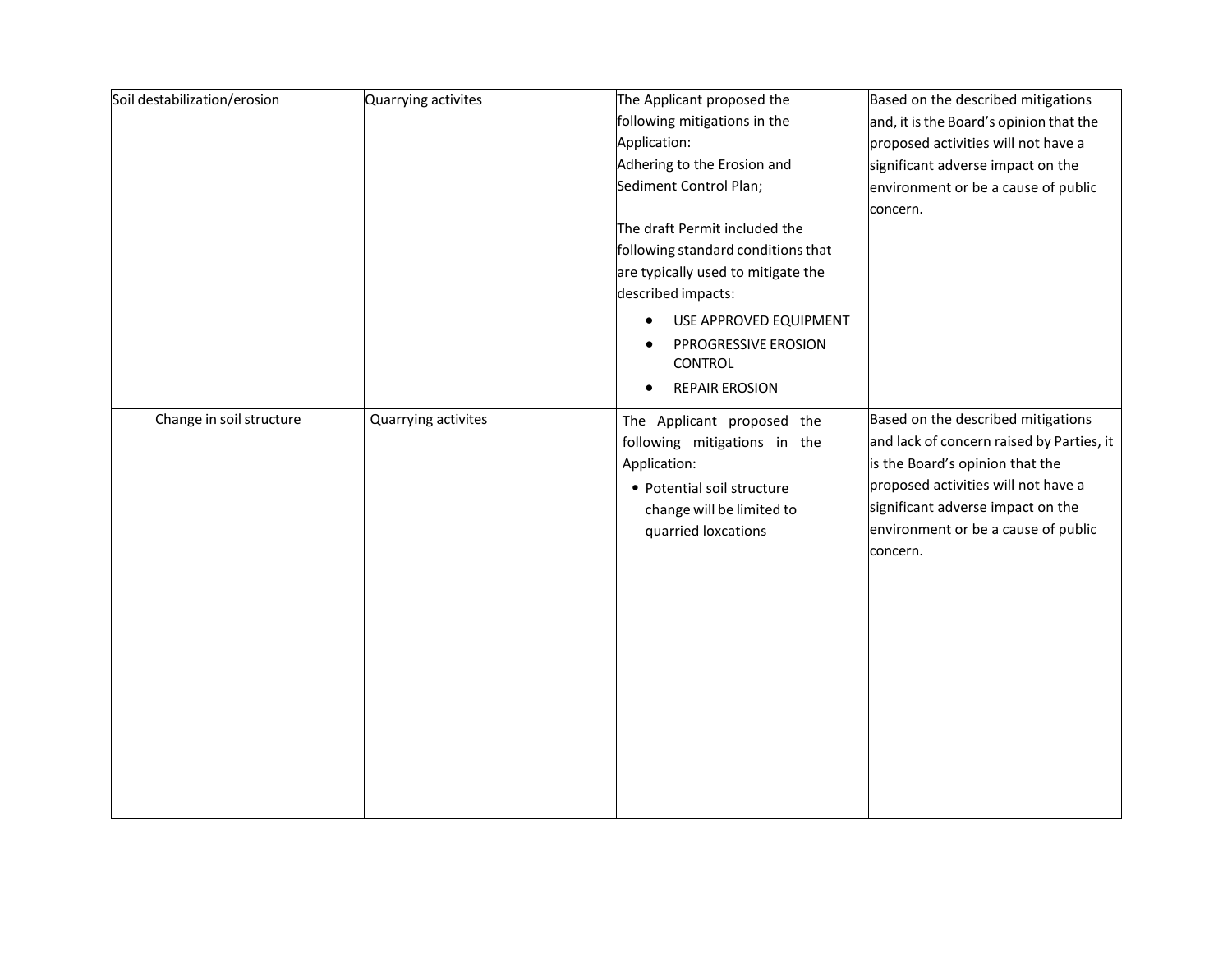| | | | |
|---|---|---|---|
| Soil destabilization/erosion | Quarrying activites | The Applicant proposed the following mitigations in the Application:<br>Adhering to the Erosion and Sediment Control Plan;<br><br>The draft Permit included the following standard conditions that are typically used to mitigate the described impacts:<br>• USE APPROVED EQUIPMENT<br>• PPROGRESSIVE EROSION CONTROL<br>• REPAIR EROSION | Based on the described mitigations and, it is the Board's opinion that the proposed activities will not have a significant adverse impact on the environment or be a cause of public concern. |
| Change in soil structure | Quarrying activites | The Applicant proposed the following mitigations in the Application:<br>• Potential soil structure change will be limited to quarried loxcations | Based on the described mitigations and lack of concern raised by Parties, it is the Board's opinion that the proposed activities will not have a significant adverse impact on the environment or be a cause of public concern. |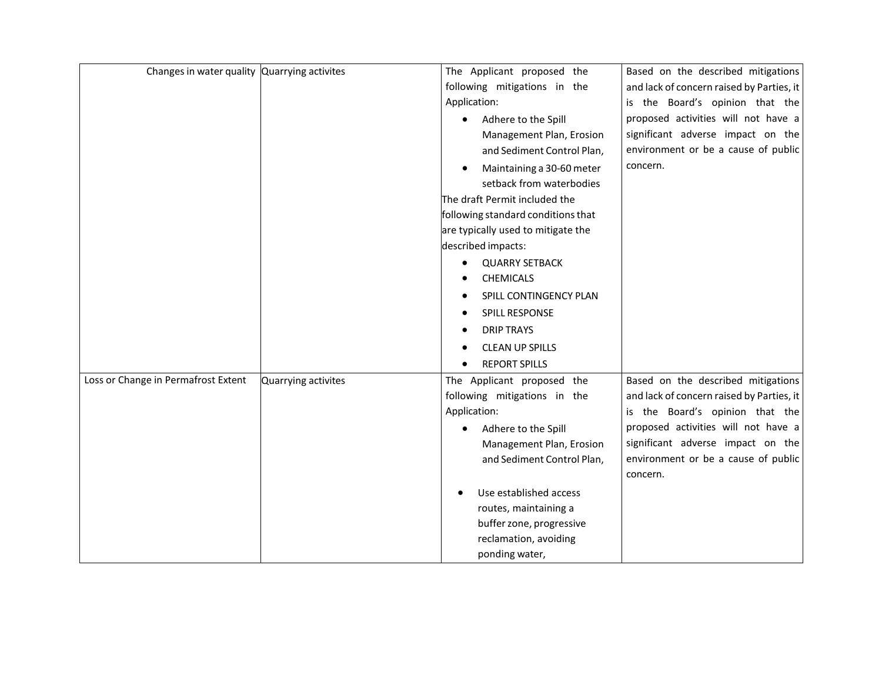| | | | |
|---|---|---|---|
| Changes in water quality | Quarrying activites | The Applicant proposed the following mitigations in the Application:<br>• Adhere to the Spill Management Plan, Erosion and Sediment Control Plan,<br>• Maintaining a 30-60 meter setback from waterbodies<br>The draft Permit included the following standard conditions that are typically used to mitigate the described impacts:<br>• QUARRY SETBACK<br>• CHEMICALS<br>• SPILL CONTINGENCY PLAN<br>• SPILL RESPONSE<br>• DRIP TRAYS<br>• CLEAN UP SPILLS<br>• REPORT SPILLS | Based on the described mitigations and lack of concern raised by Parties, it is the Board's opinion that the proposed activities will not have a significant adverse impact on the environment or be a cause of public concern. |
| Loss or Change in Permafrost Extent | Quarrying activites | The Applicant proposed the following mitigations in the Application:<br>• Adhere to the Spill Management Plan, Erosion and Sediment Control Plan,<br>• Use established access routes, maintaining a buffer zone, progressive reclamation, avoiding ponding water, | Based on the described mitigations and lack of concern raised by Parties, it is the Board's opinion that the proposed activities will not have a significant adverse impact on the environment or be a cause of public concern. |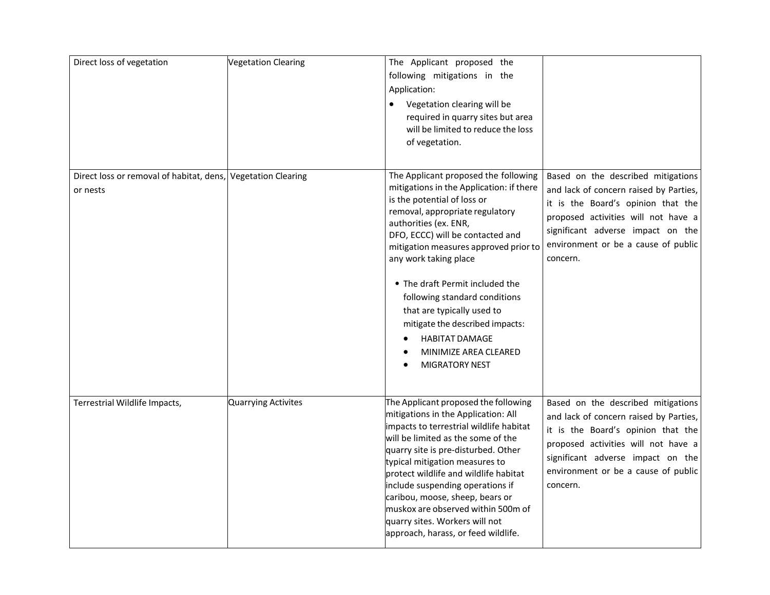| | | | |
|---|---|---|---|
| Direct loss of vegetation | Vegetation Clearing | The Applicant proposed the following mitigations in the Application:<br>• Vegetation clearing will be required in quarry sites but area will be limited to reduce the loss of vegetation. | |
| Direct loss or removal of habitat, dens, or nests | Vegetation Clearing | The Applicant proposed the following mitigations in the Application: if there is the potential of loss or removal, appropriate regulatory authorities (ex. ENR, DFO, ECCC) will be contacted and mitigation measures approved prior to any work taking place<br>• The draft Permit included the following standard conditions that are typically used to mitigate the described impacts:<br>• HABITAT DAMAGE<br>• MINIMIZE AREA CLEARED<br>• MIGRATORY NEST | Based on the described mitigations and lack of concern raised by Parties, it is the Board's opinion that the proposed activities will not have a significant adverse impact on the environment or be a cause of public concern. |
| Terrestrial Wildlife Impacts, | Quarrying Activites | The Applicant proposed the following mitigations in the Application: All impacts to terrestrial wildlife habitat will be limited as the some of the quarry site is pre-disturbed. Other typical mitigation measures to protect wildlife and wildlife habitat include suspending operations if caribou, moose, sheep, bears or muskox are observed within 500m of quarry sites. Workers will not approach, harass, or feed wildlife. | Based on the described mitigations and lack of concern raised by Parties, it is the Board's opinion that the proposed activities will not have a significant adverse impact on the environment or be a cause of public concern. |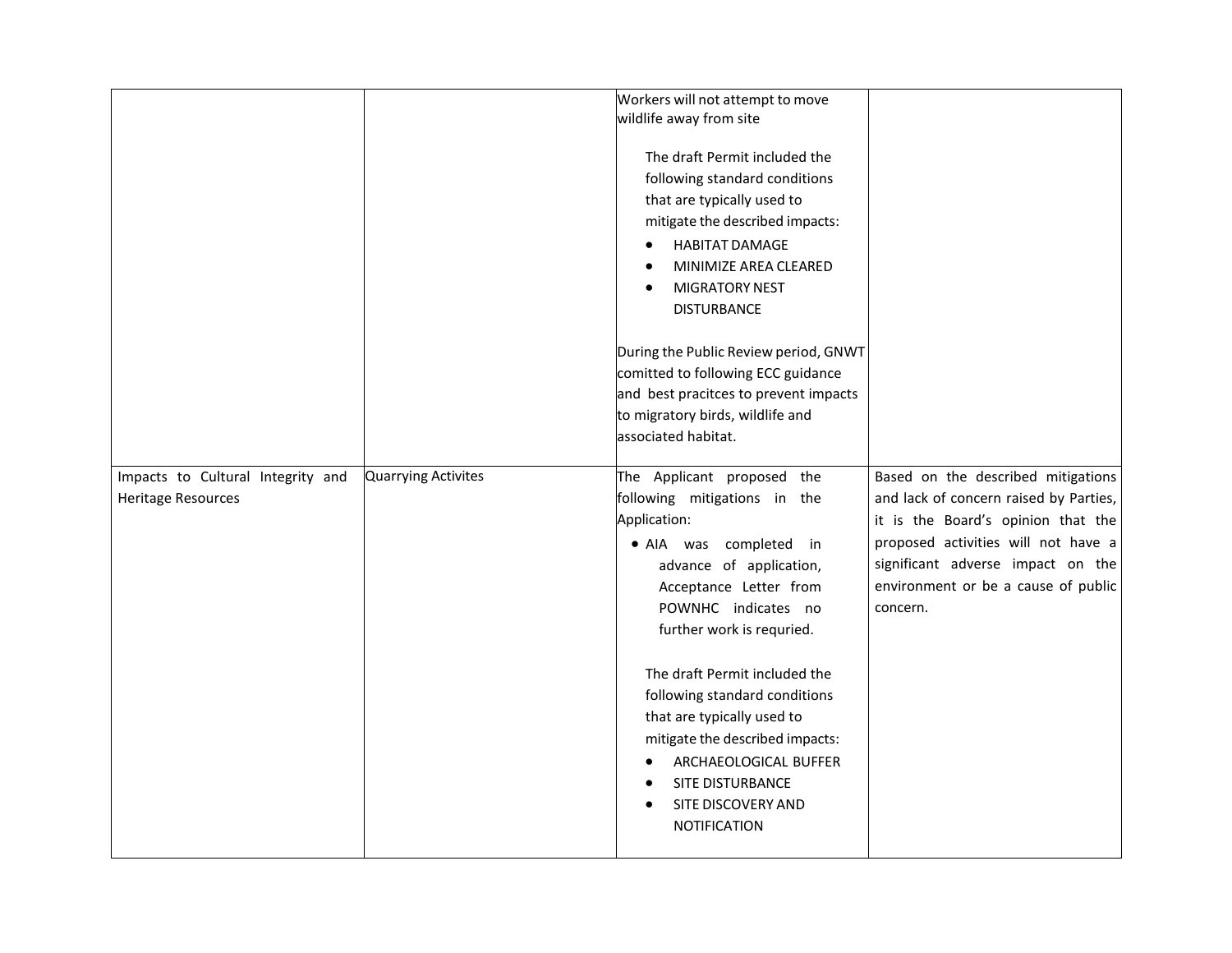| | | | |
|---|---|---|---|
| | | Workers will not attempt to move wildlife away from site<br><br>The draft Permit included the following standard conditions that are typically used to mitigate the described impacts:<br>• HABITAT DAMAGE<br>• MINIMIZE AREA CLEARED<br>• MIGRATORY NEST DISTURBANCE<br><br>During the Public Review period, GNWT comitted to following ECC guidance and best pracitces to prevent impacts to migratory birds, wildlife and associated habitat. | |
| Impacts to Cultural Integrity and Heritage Resources | Quarrying Activites | The Applicant proposed the following mitigations in the Application:<br>• AIA was completed in advance of application, Acceptance Letter from POWNHC indicates no further work is requried.<br><br>The draft Permit included the following standard conditions that are typically used to mitigate the described impacts:<br>• ARCHAEOLOGICAL BUFFER<br>• SITE DISTURBANCE<br>• SITE DISCOVERY AND NOTIFICATION | Based on the described mitigations and lack of concern raised by Parties, it is the Board's opinion that the proposed activities will not have a significant adverse impact on the environment or be a cause of public concern. |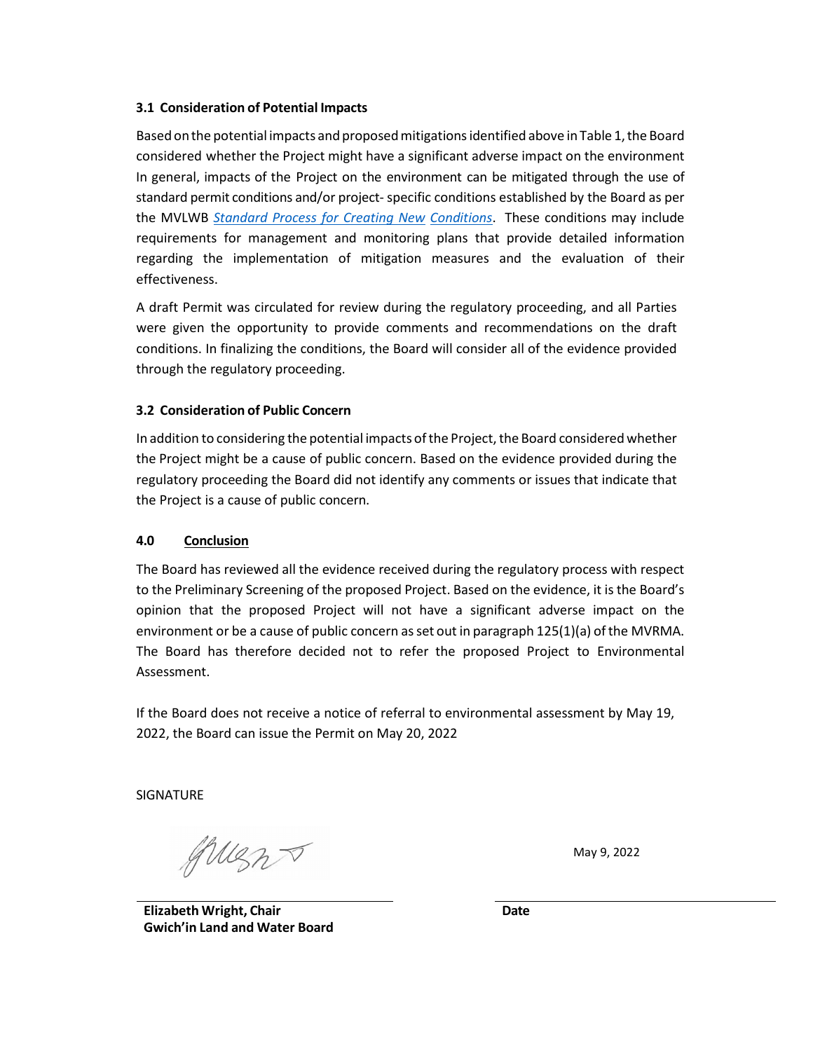### 3.1 Consideration of Potential Impacts

Based on the potential impacts and proposed mitigations identified above in Table 1, the Board considered whether the Project might have a significant adverse impact on the environment In general, impacts of the Project on the environment can be mitigated through the use of standard permit conditions and/or project- specific conditions established by the Board as per the MVLWB *Standard Process for Creating New Conditions*. These conditions may include requirements for management and monitoring plans that provide detailed information regarding the implementation of mitigation measures and the evaluation of their effectiveness.

A draft Permit was circulated for review during the regulatory proceeding, and all Parties were given the opportunity to provide comments and recommendations on the draft conditions. In finalizing the conditions, the Board will consider all of the evidence provided through the regulatory proceeding.

### 3.2 Consideration of Public Concern

In addition to considering the potential impacts of the Project, the Board considered whether the Project might be a cause of public concern. Based on the evidence provided during the regulatory proceeding the Board did not identify any comments or issues that indicate that the Project is a cause of public concern.

## 4.0 Conclusion

The Board has reviewed all the evidence received during the regulatory process with respect to the Preliminary Screening of the proposed Project. Based on the evidence, it is the Board's opinion that the proposed Project will not have a significant adverse impact on the environment or be a cause of public concern as set out in paragraph 125(1)(a) of the MVRMA. The Board has therefore decided not to refer the proposed Project to Environmental Assessment.

If the Board does not receive a notice of referral to environmental assessment by May 19, 2022, the Board can issue the Permit on May 20, 2022

SIGNATURE

May 9, 2022

**Elizabeth Wright, Chair**
**Gwich'in Land and Water Board**

**Date**